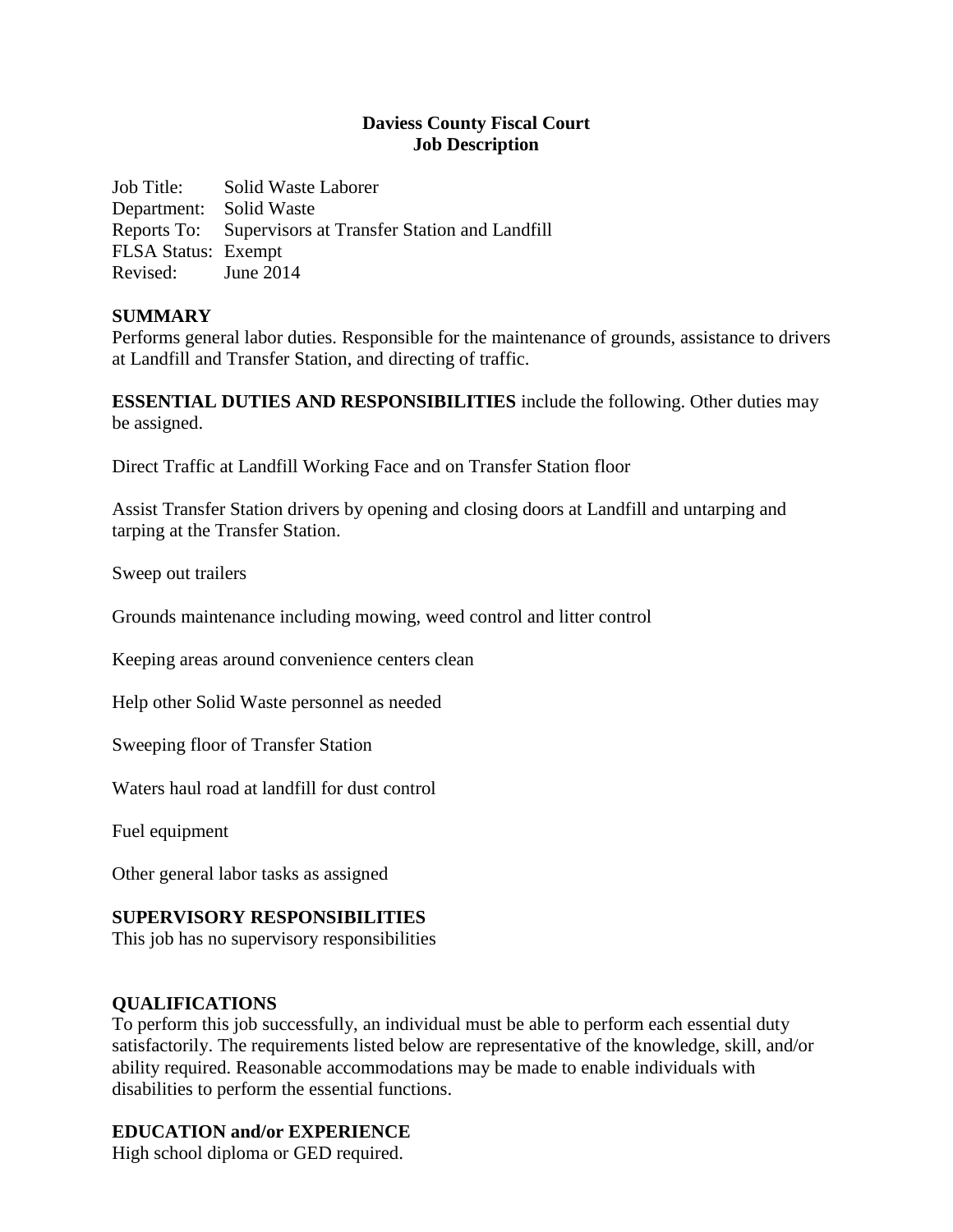**Daviess County Fiscal Court**
**Job Description**

Job Title: Solid Waste Laborer
Department: Solid Waste
Reports To: Supervisors at Transfer Station and Landfill
FLSA Status: Exempt
Revised: June 2014

## SUMMARY

Performs general labor duties. Responsible for the maintenance of grounds, assistance to drivers at Landfill and Transfer Station, and directing of traffic.

**ESSENTIAL DUTIES AND RESPONSIBILITIES** include the following. Other duties may be assigned.

Direct Traffic at Landfill Working Face and on Transfer Station floor

Assist Transfer Station drivers by opening and closing doors at Landfill and untarping and tarping at the Transfer Station.

Sweep out trailers

Grounds maintenance including mowing, weed control and litter control

Keeping areas around convenience centers clean

Help other Solid Waste personnel as needed

Sweeping floor of Transfer Station

Waters haul road at landfill for dust control

Fuel equipment

Other general labor tasks as assigned

## SUPERVISORY RESPONSIBILITIES

This job has no supervisory responsibilities

## QUALIFICATIONS

To perform this job successfully, an individual must be able to perform each essential duty satisfactorily. The requirements listed below are representative of the knowledge, skill, and/or ability required. Reasonable accommodations may be made to enable individuals with disabilities to perform the essential functions.

## EDUCATION and/or EXPERIENCE

High school diploma or GED required.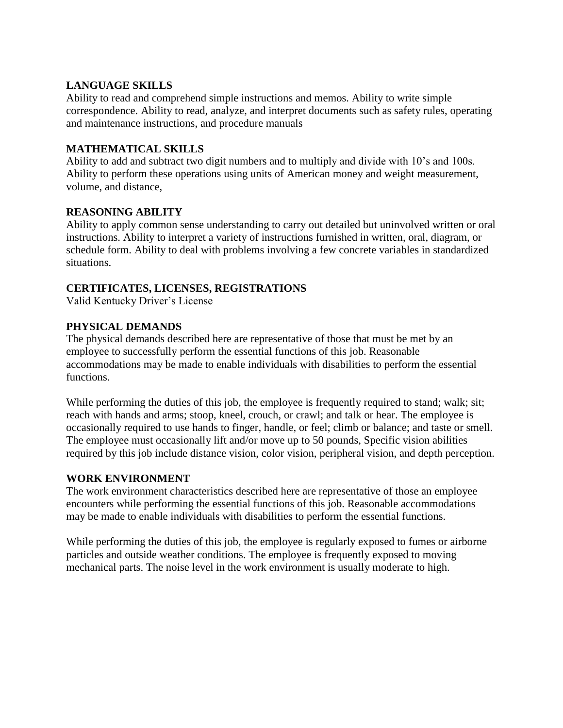## LANGUAGE SKILLS

Ability to read and comprehend simple instructions and memos. Ability to write simple correspondence. Ability to read, analyze, and interpret documents such as safety rules, operating and maintenance instructions, and procedure manuals

## MATHEMATICAL SKILLS

Ability to add and subtract two digit numbers and to multiply and divide with 10's and 100s. Ability to perform these operations using units of American money and weight measurement, volume, and distance,

## REASONING ABILITY

Ability to apply common sense understanding to carry out detailed but uninvolved written or oral instructions. Ability to interpret a variety of instructions furnished in written, oral, diagram, or schedule form. Ability to deal with problems involving a few concrete variables in standardized situations.

## CERTIFICATES, LICENSES, REGISTRATIONS

Valid Kentucky Driver's License

## PHYSICAL DEMANDS

The physical demands described here are representative of those that must be met by an employee to successfully perform the essential functions of this job. Reasonable accommodations may be made to enable individuals with disabilities to perform the essential functions.

While performing the duties of this job, the employee is frequently required to stand; walk; sit; reach with hands and arms; stoop, kneel, crouch, or crawl; and talk or hear. The employee is occasionally required to use hands to finger, handle, or feel; climb or balance; and taste or smell. The employee must occasionally lift and/or move up to 50 pounds, Specific vision abilities required by this job include distance vision, color vision, peripheral vision, and depth perception.

## WORK ENVIRONMENT

The work environment characteristics described here are representative of those an employee encounters while performing the essential functions of this job. Reasonable accommodations may be made to enable individuals with disabilities to perform the essential functions.

While performing the duties of this job, the employee is regularly exposed to fumes or airborne particles and outside weather conditions. The employee is frequently exposed to moving mechanical parts. The noise level in the work environment is usually moderate to high.